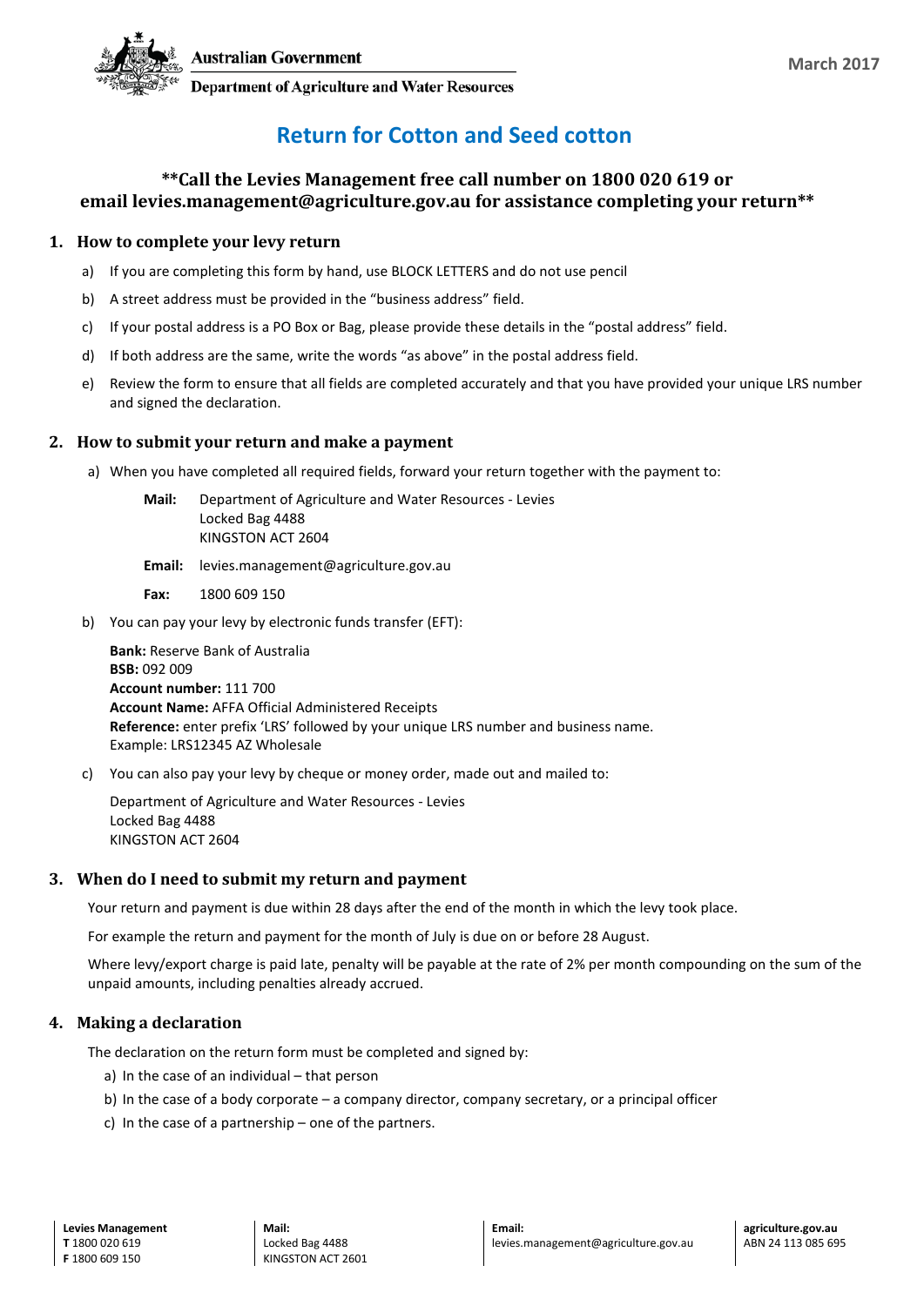Australian Government

Department of Agriculture and Water Resources

March 2017

# Return for Cotton and Seed cotton

**\*\*Call the Levies Management free call number on 1800 020 619 or email levies.management@agriculture.gov.au for assistance completing your return\*\***

## 1. How to complete your levy return

a) If you are completing this form by hand, use BLOCK LETTERS and do not use pencil

b) A street address must be provided in the "business address" field.

c) If your postal address is a PO Box or Bag, please provide these details in the "postal address" field.

d) If both address are the same, write the words "as above" in the postal address field.

e) Review the form to ensure that all fields are completed accurately and that you have provided your unique LRS number and signed the declaration.

## 2. How to submit your return and make a payment

a) When you have completed all required fields, forward your return together with the payment to:

**Mail:** Department of Agriculture and Water Resources - Levies
Locked Bag 4488
KINGSTON ACT 2604

**Email:** levies.management@agriculture.gov.au

**Fax:** 1800 609 150

b) You can pay your levy by electronic funds transfer (EFT):

**Bank:** Reserve Bank of Australia
**BSB:** 092 009
**Account number:** 111 700
**Account Name:** AFFA Official Administered Receipts
**Reference:** enter prefix 'LRS' followed by your unique LRS number and business name.
Example: LRS12345 AZ Wholesale

c) You can also pay your levy by cheque or money order, made out and mailed to:

Department of Agriculture and Water Resources - Levies
Locked Bag 4488
KINGSTON ACT 2604

## 3. When do I need to submit my return and payment

Your return and payment is due within 28 days after the end of the month in which the levy took place.

For example the return and payment for the month of July is due on or before 28 August.

Where levy/export charge is paid late, penalty will be payable at the rate of 2% per month compounding on the sum of the unpaid amounts, including penalties already accrued.

## 4. Making a declaration

The declaration on the return form must be completed and signed by:

a) In the case of an individual – that person

b) In the case of a body corporate – a company director, company secretary, or a principal officer

c) In the case of a partnership – one of the partners.

**Levies Management**
**T** 1800 020 619
**F** 1800 609 150

**Mail:**
Locked Bag 4488
KINGSTON ACT 2601

**Email:**
levies.management@agriculture.gov.au

**agriculture.gov.au**
ABN 24 113 085 695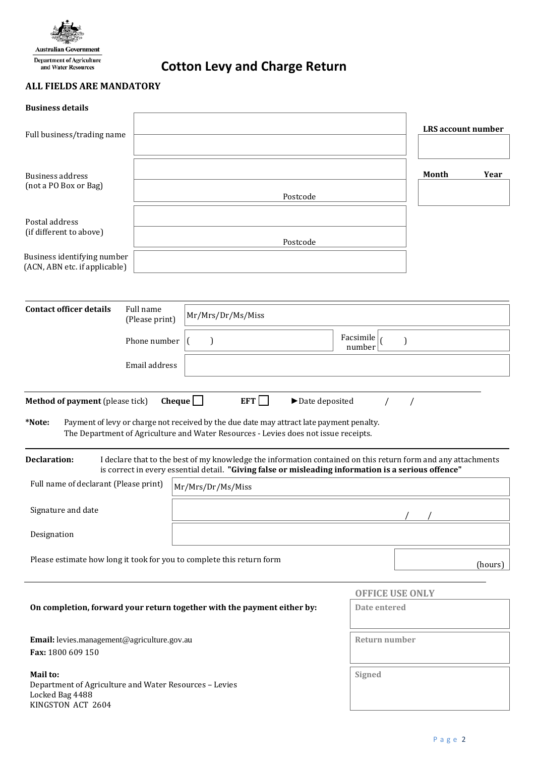Australian Government
Department of Agriculture and Water Resources

# Cotton Levy and Charge Return

**ALL FIELDS ARE MANDATORY**

**Business details**

| | | |
|---|---|---|
| Full business/trading name | | **LRS account number** |
| Business address (not a PO Box or Bag) | Postcode | **Month** **Year** |
| Postal address (if different to above) | Postcode | |
| Business identifying number (ACN, ABN etc. if applicable) | | |

**Contact officer details**

| | | | |
|---|---|---|---|
| Full name (Please print) | Mr/Mrs/Dr/Ms/Miss | | |
| Phone number | ( ) | Facsimile number | ( ) |
| Email address | | | |

**Method of payment** (please tick) **Cheque** ☐ **EFT** ☐ ►Date deposited / /

**\*Note:** Payment of levy or charge not received by the due date may attract late payment penalty.
The Department of Agriculture and Water Resources - Levies does not issue receipts.

**Declaration:** I declare that to the best of my knowledge the information contained on this return form and any attachments is correct in every essential detail. **"Giving false or misleading information is a serious offence"**

| | |
|---|---|
| Full name of declarant (Please print) | Mr/Mrs/Dr/Ms/Miss |
| Signature and date | / / |
| Designation | |

Please estimate how long it took for you to complete this return form (hours)

**On completion, forward your return together with the payment either by:**

**Email:** levies.management@agriculture.gov.au
**Fax:** 1800 609 150

**Mail to:**
Department of Agriculture and Water Resources – Levies
Locked Bag 4488
KINGSTON ACT 2604

**OFFICE USE ONLY**

| |
|---|
| **Date entered** |
| **Return number** |
| **Signed** |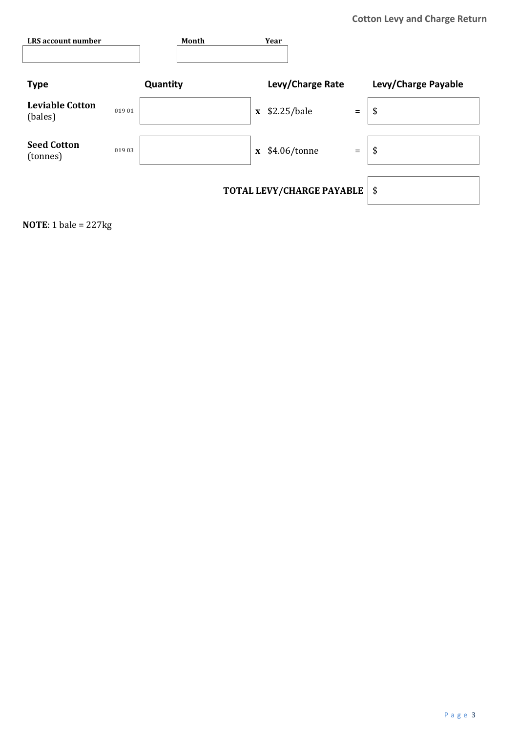## Cotton Levy and Charge Return

| LRS account number | Month | Year |
| --- | --- | --- |
| | | |

| Type | | Quantity | | Levy/Charge Rate | | Levy/Charge Payable |
| --- | --- | --- | --- | --- | --- | --- |
| **Leviable Cotton** (bales) | 019 01 | | x | $2.25/bale | = | $ |
| **Seed Cotton** (tonnes) | 019 03 | | x | $4.06/tonne | = | $ |
| | | | | **TOTAL LEVY/CHARGE PAYABLE** | | $ |

**NOTE**: 1 bale = 227kg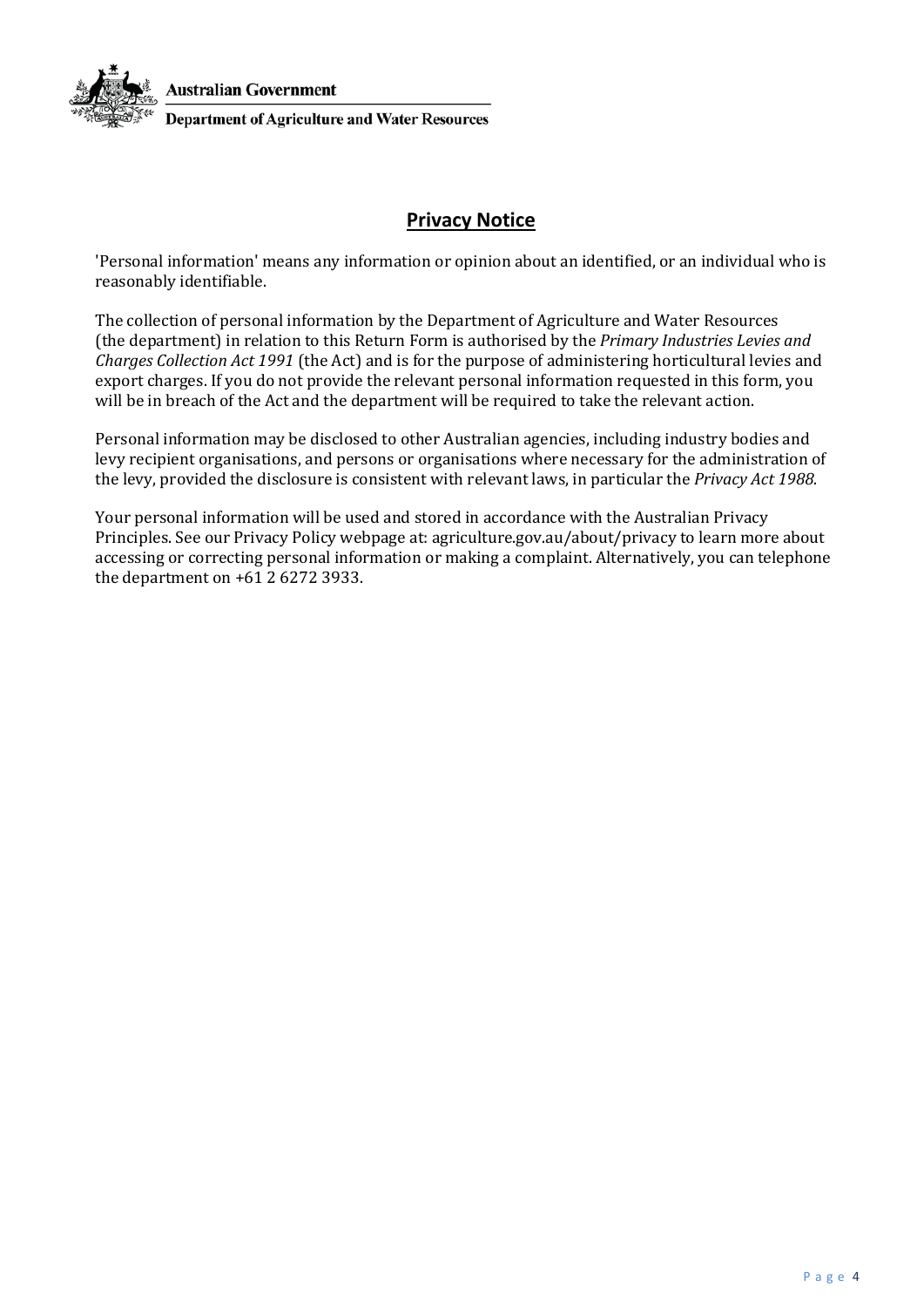Australian Government

Department of Agriculture and Water Resources

## Privacy Notice

'Personal information' means any information or opinion about an identified, or an individual who is reasonably identifiable.

The collection of personal information by the Department of Agriculture and Water Resources (the department) in relation to this Return Form is authorised by the *Primary Industries Levies and Charges Collection Act 1991* (the Act) and is for the purpose of administering horticultural levies and export charges. If you do not provide the relevant personal information requested in this form, you will be in breach of the Act and the department will be required to take the relevant action.

Personal information may be disclosed to other Australian agencies, including industry bodies and levy recipient organisations, and persons or organisations where necessary for the administration of the levy, provided the disclosure is consistent with relevant laws, in particular the *Privacy Act 1988*.

Your personal information will be used and stored in accordance with the Australian Privacy Principles. See our Privacy Policy webpage at: agriculture.gov.au/about/privacy to learn more about accessing or correcting personal information or making a complaint. Alternatively, you can telephone the department on +61 2 6272 3933.